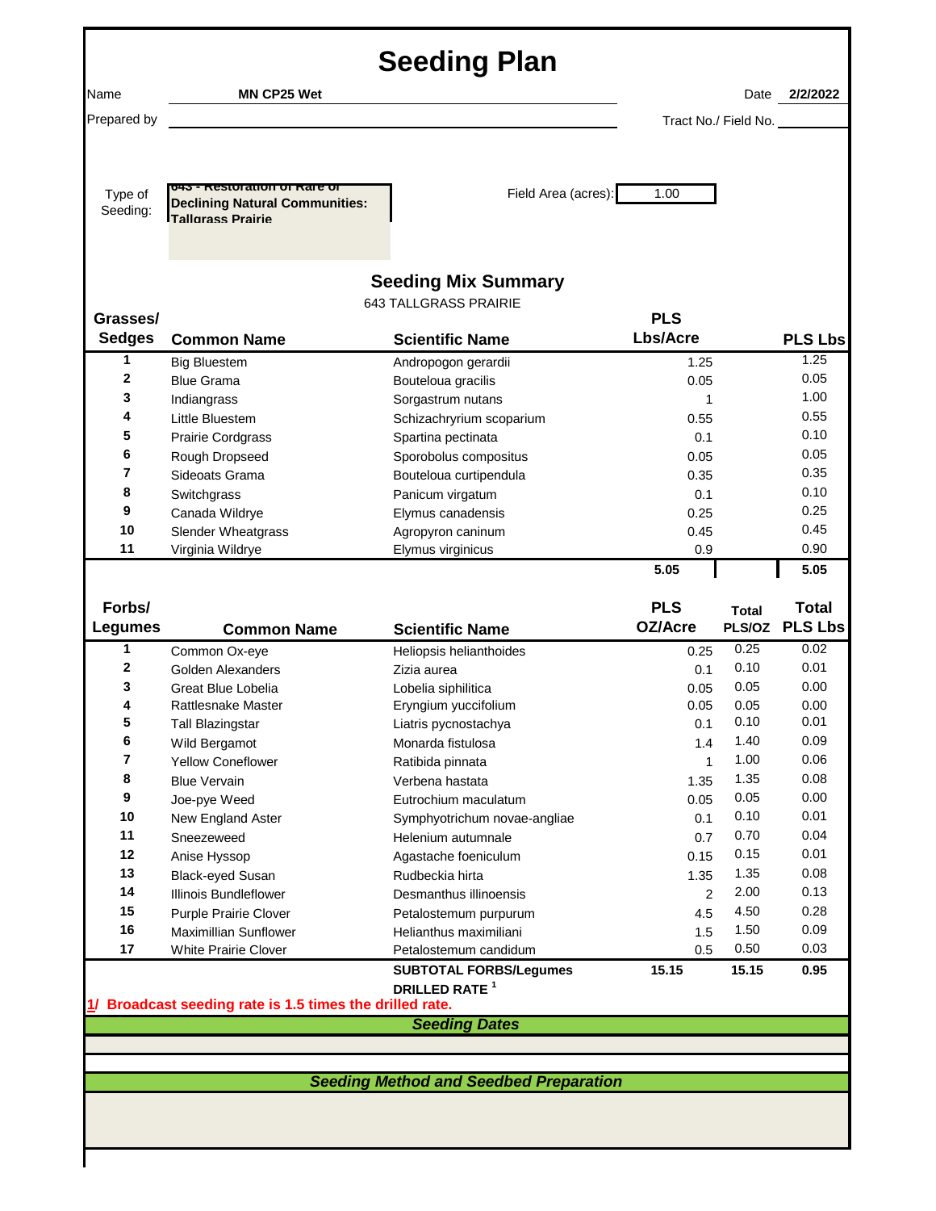# Seeding Plan

Name **MN CP25 Wet** Date **2/2/2022**

Prepared by ______________________ Tract No./ Field No. ________

Type of Seeding: **643 - Restoration of Rare or Declining Natural Communities: Tallgrass Prairie**

Field Area (acres): 1.00

## Seeding Mix Summary

643 TALLGRASS PRAIRIE

| Grasses/ Sedges | Common Name | Scientific Name | PLS Lbs/Acre | | PLS Lbs |
|---|---|---|---|---|---|
| 1 | Big Bluestem | Andropogon gerardii | 1.25 | | 1.25 |
| 2 | Blue Grama | Bouteloua gracilis | 0.05 | | 0.05 |
| 3 | Indiangrass | Sorgastrum nutans | 1 | | 1.00 |
| 4 | Little Bluestem | Schizachryrium scoparium | 0.55 | | 0.55 |
| 5 | Prairie Cordgrass | Spartina pectinata | 0.1 | | 0.10 |
| 6 | Rough Dropseed | Sporobolus compositus | 0.05 | | 0.05 |
| 7 | Sideoats Grama | Bouteloua curtipendula | 0.35 | | 0.35 |
| 8 | Switchgrass | Panicum virgatum | 0.1 | | 0.10 |
| 9 | Canada Wildrye | Elymus canadensis | 0.25 | | 0.25 |
| 10 | Slender Wheatgrass | Agropyron caninum | 0.45 | | 0.45 |
| 11 | Virginia Wildrye | Elymus virginicus | 0.9 | | 0.90 |
| | | | **5.05** | | **5.05** |

| Forbs/ Legumes | Common Name | Scientific Name | PLS OZ/Acre | Total PLS/OZ | Total PLS Lbs |
|---|---|---|---|---|---|
| 1 | Common Ox-eye | Heliopsis helianthoides | 0.25 | 0.25 | 0.02 |
| 2 | Golden Alexanders | Zizia aurea | 0.1 | 0.10 | 0.01 |
| 3 | Great Blue Lobelia | Lobelia siphilitica | 0.05 | 0.05 | 0.00 |
| 4 | Rattlesnake Master | Eryngium yuccifolium | 0.05 | 0.05 | 0.00 |
| 5 | Tall Blazingstar | Liatris pycnostachya | 0.1 | 0.10 | 0.01 |
| 6 | Wild Bergamot | Monarda fistulosa | 1.4 | 1.40 | 0.09 |
| 7 | Yellow Coneflower | Ratibida pinnata | 1 | 1.00 | 0.06 |
| 8 | Blue Vervain | Verbena hastata | 1.35 | 1.35 | 0.08 |
| 9 | Joe-pye Weed | Eutrochium maculatum | 0.05 | 0.05 | 0.00 |
| 10 | New England Aster | Symphyotrichum novae-angliae | 0.1 | 0.10 | 0.01 |
| 11 | Sneezeweed | Helenium autumnale | 0.7 | 0.70 | 0.04 |
| 12 | Anise Hyssop | Agastache foeniculum | 0.15 | 0.15 | 0.01 |
| 13 | Black-eyed Susan | Rudbeckia hirta | 1.35 | 1.35 | 0.08 |
| 14 | Illinois Bundleflower | Desmanthus illinoensis | 2 | 2.00 | 0.13 |
| 15 | Purple Prairie Clover | Petalostemum purpurum | 4.5 | 4.50 | 0.28 |
| 16 | Maximillian Sunflower | Helianthus maximiliani | 1.5 | 1.50 | 0.09 |
| 17 | White Prairie Clover | Petalostemum candidum | 0.5 | 0.50 | 0.03 |
| | | **SUBTOTAL FORBS/Legumes** | **15.15** | **15.15** | **0.95** |
| | | **DRILLED RATE [1]** | | | |

**1/ Broadcast seeding rate is 1.5 times the drilled rate.**

### *Seeding Dates*

### *Seeding Method and Seedbed Preparation*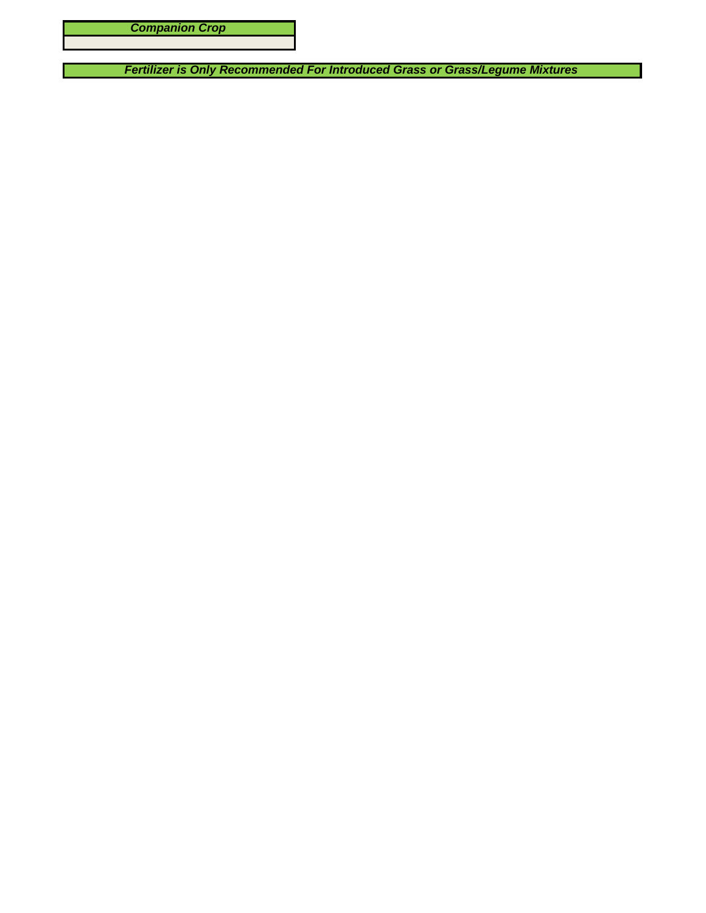| ***Companion Crop*** |
| --- |
| |

***Fertilizer is Only Recommended For Introduced Grass or Grass/Legume Mixtures***